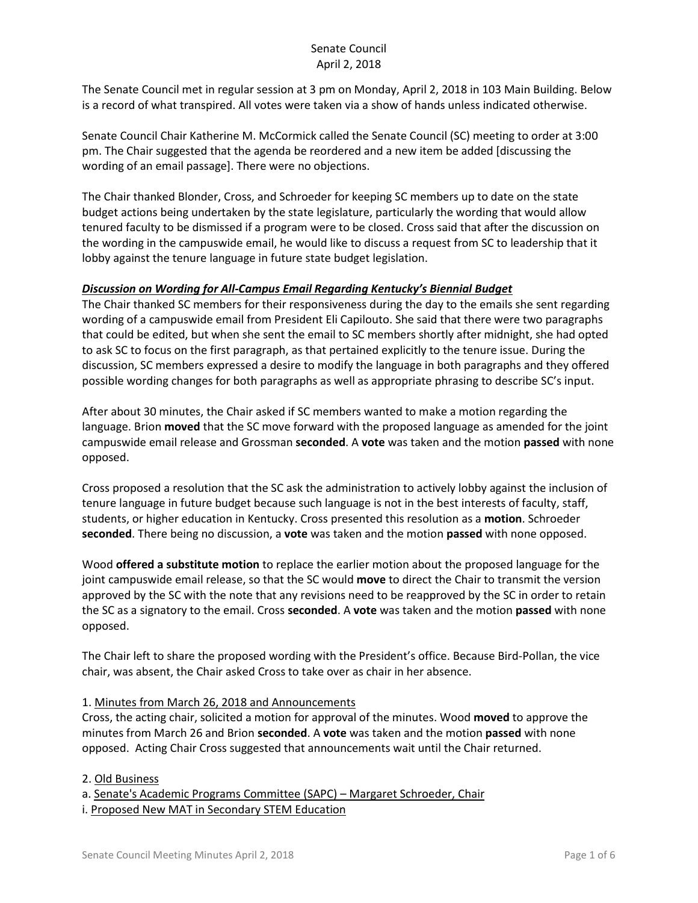# Senate Council
## April 2, 2018

The Senate Council met in regular session at 3 pm on Monday, April 2, 2018 in 103 Main Building. Below is a record of what transpired. All votes were taken via a show of hands unless indicated otherwise.

Senate Council Chair Katherine M. McCormick called the Senate Council (SC) meeting to order at 3:00 pm. The Chair suggested that the agenda be reordered and a new item be added [discussing the wording of an email passage]. There were no objections.

The Chair thanked Blonder, Cross, and Schroeder for keeping SC members up to date on the state budget actions being undertaken by the state legislature, particularly the wording that would allow tenured faculty to be dismissed if a program were to be closed. Cross said that after the discussion on the wording in the campuswide email, he would like to discuss a request from SC to leadership that it lobby against the tenure language in future state budget legislation.

***Discussion on Wording for All-Campus Email Regarding Kentucky's Biennial Budget***

The Chair thanked SC members for their responsiveness during the day to the emails she sent regarding wording of a campuswide email from President Eli Capilouto. She said that there were two paragraphs that could be edited, but when she sent the email to SC members shortly after midnight, she had opted to ask SC to focus on the first paragraph, as that pertained explicitly to the tenure issue. During the discussion, SC members expressed a desire to modify the language in both paragraphs and they offered possible wording changes for both paragraphs as well as appropriate phrasing to describe SC's input.

After about 30 minutes, the Chair asked if SC members wanted to make a motion regarding the language. Brion **moved** that the SC move forward with the proposed language as amended for the joint campuswide email release and Grossman **seconded**. A **vote** was taken and the motion **passed** with none opposed.

Cross proposed a resolution that the SC ask the administration to actively lobby against the inclusion of tenure language in future budget because such language is not in the best interests of faculty, staff, students, or higher education in Kentucky. Cross presented this resolution as a **motion**. Schroeder **seconded**. There being no discussion, a **vote** was taken and the motion **passed** with none opposed.

Wood **offered a substitute motion** to replace the earlier motion about the proposed language for the joint campuswide email release, so that the SC would **move** to direct the Chair to transmit the version approved by the SC with the note that any revisions need to be reapproved by the SC in order to retain the SC as a signatory to the email. Cross **seconded**. A **vote** was taken and the motion **passed** with none opposed.

The Chair left to share the proposed wording with the President's office. Because Bird-Pollan, the vice chair, was absent, the Chair asked Cross to take over as chair in her absence.

1. Minutes from March 26, 2018 and Announcements

Cross, the acting chair, solicited a motion for approval of the minutes. Wood **moved** to approve the minutes from March 26 and Brion **seconded**. A **vote** was taken and the motion **passed** with none opposed. Acting Chair Cross suggested that announcements wait until the Chair returned.

2. Old Business

a. Senate's Academic Programs Committee (SAPC) – Margaret Schroeder, Chair

i. Proposed New MAT in Secondary STEM Education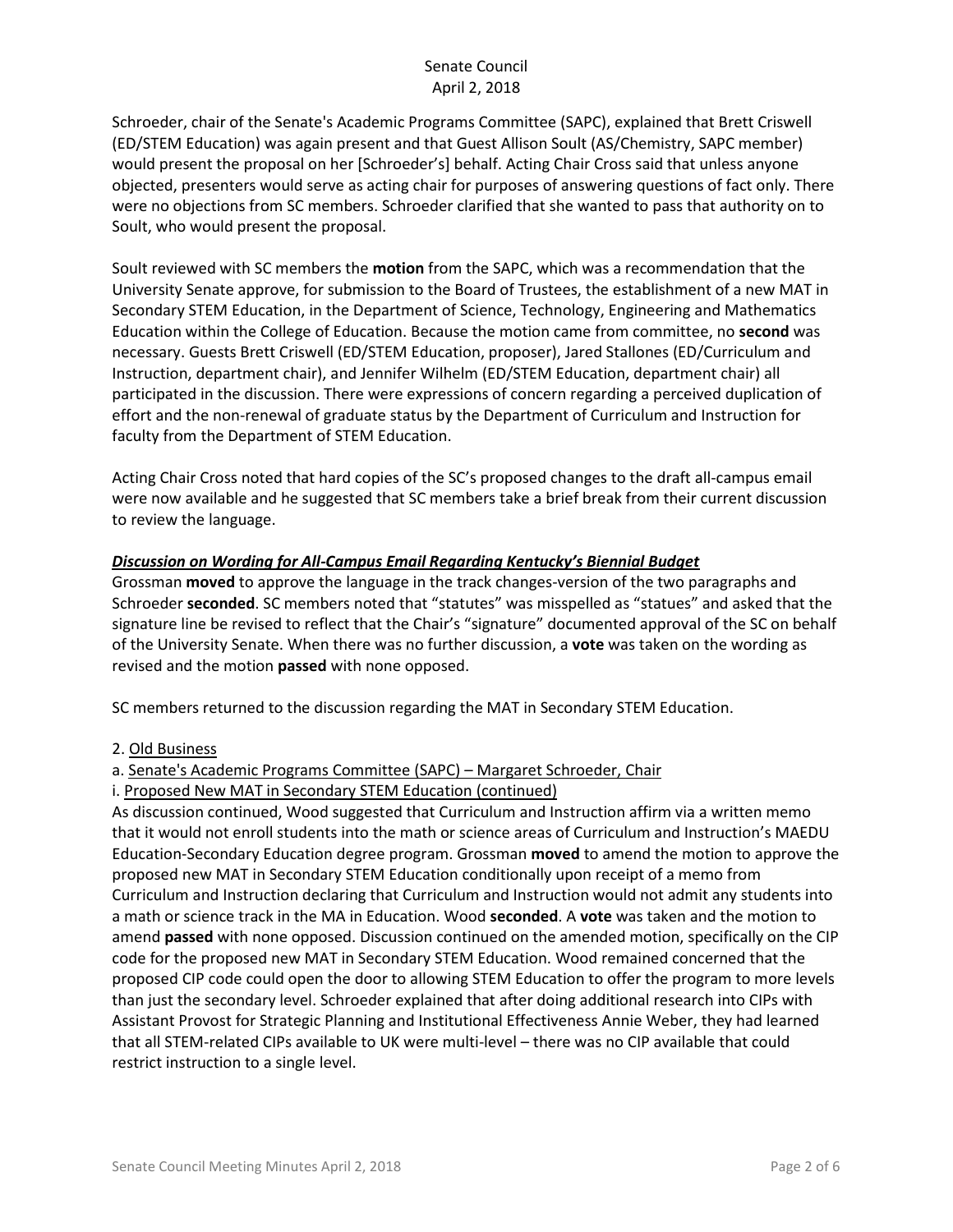Schroeder, chair of the Senate's Academic Programs Committee (SAPC), explained that Brett Criswell (ED/STEM Education) was again present and that Guest Allison Soult (AS/Chemistry, SAPC member) would present the proposal on her [Schroeder's] behalf. Acting Chair Cross said that unless anyone objected, presenters would serve as acting chair for purposes of answering questions of fact only. There were no objections from SC members. Schroeder clarified that she wanted to pass that authority on to Soult, who would present the proposal.

Soult reviewed with SC members the **motion** from the SAPC, which was a recommendation that the University Senate approve, for submission to the Board of Trustees, the establishment of a new MAT in Secondary STEM Education, in the Department of Science, Technology, Engineering and Mathematics Education within the College of Education. Because the motion came from committee, no **second** was necessary. Guests Brett Criswell (ED/STEM Education, proposer), Jared Stallones (ED/Curriculum and Instruction, department chair), and Jennifer Wilhelm (ED/STEM Education, department chair) all participated in the discussion. There were expressions of concern regarding a perceived duplication of effort and the non-renewal of graduate status by the Department of Curriculum and Instruction for faculty from the Department of STEM Education.

Acting Chair Cross noted that hard copies of the SC's proposed changes to the draft all-campus email were now available and he suggested that SC members take a brief break from their current discussion to review the language.

***Discussion on Wording for All-Campus Email Regarding Kentucky's Biennial Budget***

Grossman **moved** to approve the language in the track changes-version of the two paragraphs and Schroeder **seconded**. SC members noted that "statutes" was misspelled as "statues" and asked that the signature line be revised to reflect that the Chair's "signature" documented approval of the SC on behalf of the University Senate. When there was no further discussion, a **vote** was taken on the wording as revised and the motion **passed** with none opposed.

SC members returned to the discussion regarding the MAT in Secondary STEM Education.

2. Old Business

a. Senate's Academic Programs Committee (SAPC) – Margaret Schroeder, Chair

i. Proposed New MAT in Secondary STEM Education (continued)

As discussion continued, Wood suggested that Curriculum and Instruction affirm via a written memo that it would not enroll students into the math or science areas of Curriculum and Instruction's MAEDU Education-Secondary Education degree program. Grossman **moved** to amend the motion to approve the proposed new MAT in Secondary STEM Education conditionally upon receipt of a memo from Curriculum and Instruction declaring that Curriculum and Instruction would not admit any students into a math or science track in the MA in Education. Wood **seconded**. A **vote** was taken and the motion to amend **passed** with none opposed. Discussion continued on the amended motion, specifically on the CIP code for the proposed new MAT in Secondary STEM Education. Wood remained concerned that the proposed CIP code could open the door to allowing STEM Education to offer the program to more levels than just the secondary level. Schroeder explained that after doing additional research into CIPs with Assistant Provost for Strategic Planning and Institutional Effectiveness Annie Weber, they had learned that all STEM-related CIPs available to UK were multi-level – there was no CIP available that could restrict instruction to a single level.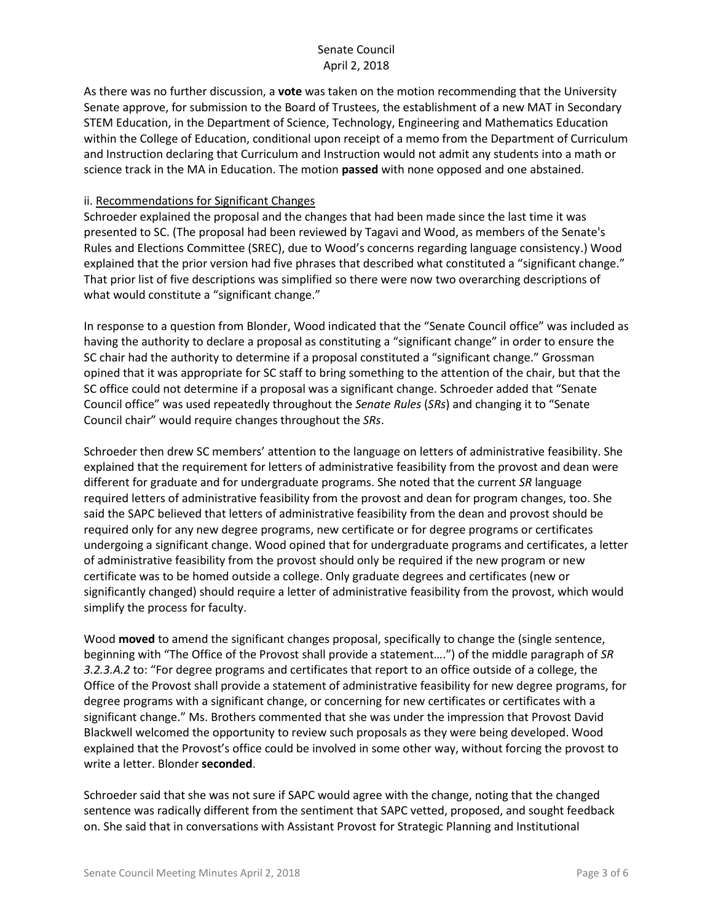As there was no further discussion, a **vote** was taken on the motion recommending that the University Senate approve, for submission to the Board of Trustees, the establishment of a new MAT in Secondary STEM Education, in the Department of Science, Technology, Engineering and Mathematics Education within the College of Education, conditional upon receipt of a memo from the Department of Curriculum and Instruction declaring that Curriculum and Instruction would not admit any students into a math or science track in the MA in Education. The motion **passed** with none opposed and one abstained.

ii. Recommendations for Significant Changes

Schroeder explained the proposal and the changes that had been made since the last time it was presented to SC. (The proposal had been reviewed by Tagavi and Wood, as members of the Senate's Rules and Elections Committee (SREC), due to Wood's concerns regarding language consistency.) Wood explained that the prior version had five phrases that described what constituted a "significant change." That prior list of five descriptions was simplified so there were now two overarching descriptions of what would constitute a "significant change."

In response to a question from Blonder, Wood indicated that the "Senate Council office" was included as having the authority to declare a proposal as constituting a "significant change" in order to ensure the SC chair had the authority to determine if a proposal constituted a "significant change." Grossman opined that it was appropriate for SC staff to bring something to the attention of the chair, but that the SC office could not determine if a proposal was a significant change. Schroeder added that "Senate Council office" was used repeatedly throughout the *Senate Rules* (*SRs*) and changing it to "Senate Council chair" would require changes throughout the *SRs*.

Schroeder then drew SC members' attention to the language on letters of administrative feasibility. She explained that the requirement for letters of administrative feasibility from the provost and dean were different for graduate and for undergraduate programs. She noted that the current *SR* language required letters of administrative feasibility from the provost and dean for program changes, too. She said the SAPC believed that letters of administrative feasibility from the dean and provost should be required only for any new degree programs, new certificate or for degree programs or certificates undergoing a significant change. Wood opined that for undergraduate programs and certificates, a letter of administrative feasibility from the provost should only be required if the new program or new certificate was to be homed outside a college. Only graduate degrees and certificates (new or significantly changed) should require a letter of administrative feasibility from the provost, which would simplify the process for faculty.

Wood **moved** to amend the significant changes proposal, specifically to change the (single sentence, beginning with "The Office of the Provost shall provide a statement….") of the middle paragraph of *SR 3.2.3.A.2* to: "For degree programs and certificates that report to an office outside of a college, the Office of the Provost shall provide a statement of administrative feasibility for new degree programs, for degree programs with a significant change, or concerning for new certificates or certificates with a significant change." Ms. Brothers commented that she was under the impression that Provost David Blackwell welcomed the opportunity to review such proposals as they were being developed. Wood explained that the Provost's office could be involved in some other way, without forcing the provost to write a letter. Blonder **seconded**.

Schroeder said that she was not sure if SAPC would agree with the change, noting that the changed sentence was radically different from the sentiment that SAPC vetted, proposed, and sought feedback on. She said that in conversations with Assistant Provost for Strategic Planning and Institutional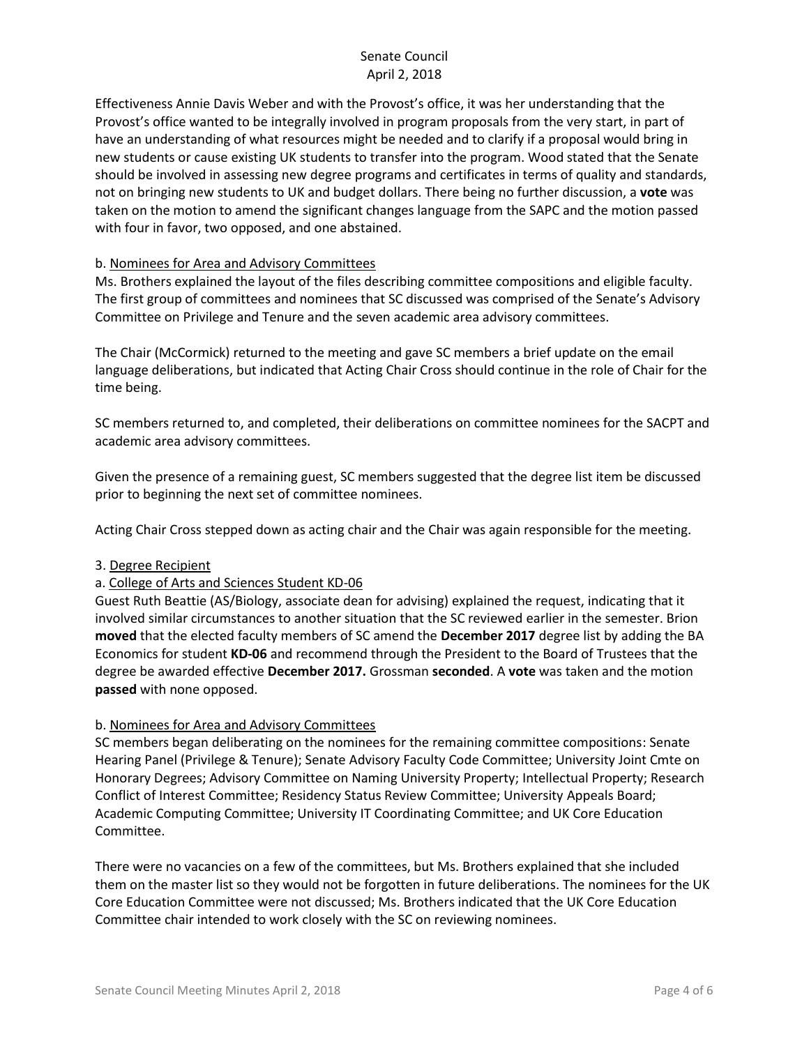Effectiveness Annie Davis Weber and with the Provost's office, it was her understanding that the Provost's office wanted to be integrally involved in program proposals from the very start, in part of have an understanding of what resources might be needed and to clarify if a proposal would bring in new students or cause existing UK students to transfer into the program. Wood stated that the Senate should be involved in assessing new degree programs and certificates in terms of quality and standards, not on bringing new students to UK and budget dollars. There being no further discussion, a **vote** was taken on the motion to amend the significant changes language from the SAPC and the motion passed with four in favor, two opposed, and one abstained.

b. Nominees for Area and Advisory Committees

Ms. Brothers explained the layout of the files describing committee compositions and eligible faculty. The first group of committees and nominees that SC discussed was comprised of the Senate's Advisory Committee on Privilege and Tenure and the seven academic area advisory committees.

The Chair (McCormick) returned to the meeting and gave SC members a brief update on the email language deliberations, but indicated that Acting Chair Cross should continue in the role of Chair for the time being.

SC members returned to, and completed, their deliberations on committee nominees for the SACPT and academic area advisory committees.

Given the presence of a remaining guest, SC members suggested that the degree list item be discussed prior to beginning the next set of committee nominees.

Acting Chair Cross stepped down as acting chair and the Chair was again responsible for the meeting.

3. Degree Recipient

a. College of Arts and Sciences Student KD-06

Guest Ruth Beattie (AS/Biology, associate dean for advising) explained the request, indicating that it involved similar circumstances to another situation that the SC reviewed earlier in the semester. Brion **moved** that the elected faculty members of SC amend the **December 2017** degree list by adding the BA Economics for student **KD-06** and recommend through the President to the Board of Trustees that the degree be awarded effective **December 2017.** Grossman **seconded**. A **vote** was taken and the motion **passed** with none opposed.

b. Nominees for Area and Advisory Committees

SC members began deliberating on the nominees for the remaining committee compositions: Senate Hearing Panel (Privilege & Tenure); Senate Advisory Faculty Code Committee; University Joint Cmte on Honorary Degrees; Advisory Committee on Naming University Property; Intellectual Property; Research Conflict of Interest Committee; Residency Status Review Committee; University Appeals Board; Academic Computing Committee; University IT Coordinating Committee; and UK Core Education Committee.

There were no vacancies on a few of the committees, but Ms. Brothers explained that she included them on the master list so they would not be forgotten in future deliberations. The nominees for the UK Core Education Committee were not discussed; Ms. Brothers indicated that the UK Core Education Committee chair intended to work closely with the SC on reviewing nominees.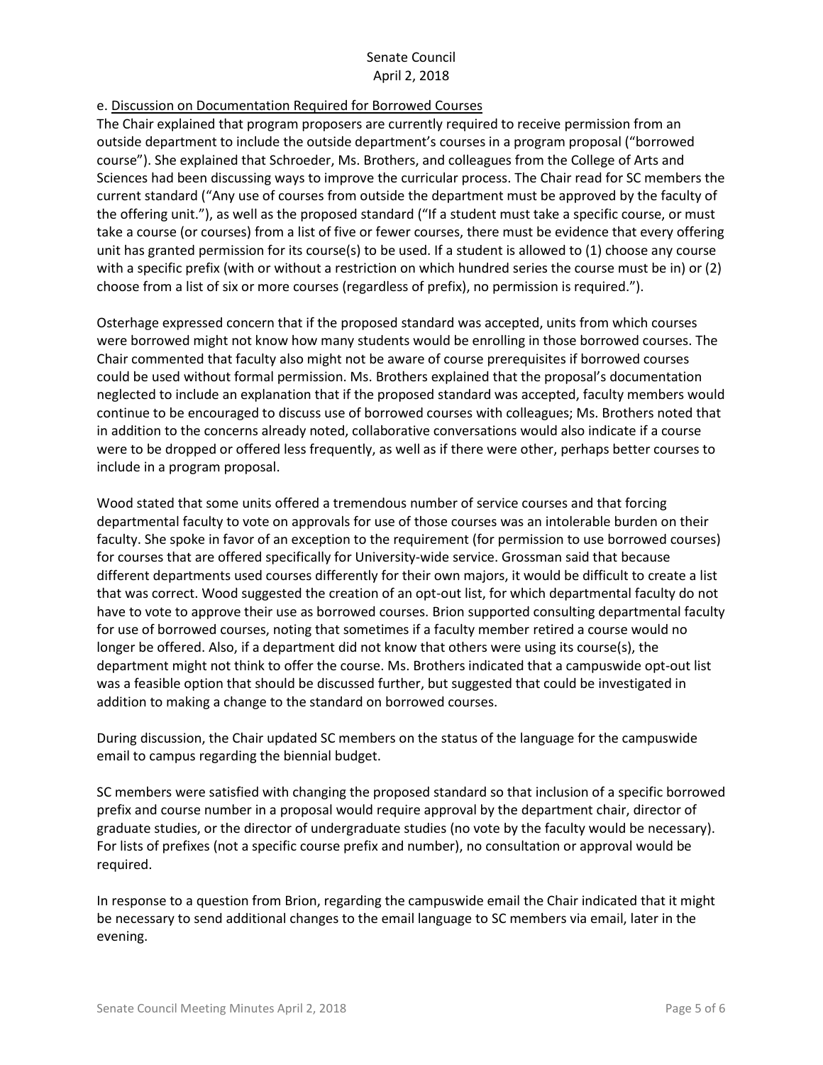e. Discussion on Documentation Required for Borrowed Courses

The Chair explained that program proposers are currently required to receive permission from an outside department to include the outside department's courses in a program proposal ("borrowed course"). She explained that Schroeder, Ms. Brothers, and colleagues from the College of Arts and Sciences had been discussing ways to improve the curricular process. The Chair read for SC members the current standard ("Any use of courses from outside the department must be approved by the faculty of the offering unit."), as well as the proposed standard ("If a student must take a specific course, or must take a course (or courses) from a list of five or fewer courses, there must be evidence that every offering unit has granted permission for its course(s) to be used. If a student is allowed to (1) choose any course with a specific prefix (with or without a restriction on which hundred series the course must be in) or (2) choose from a list of six or more courses (regardless of prefix), no permission is required.").

Osterhage expressed concern that if the proposed standard was accepted, units from which courses were borrowed might not know how many students would be enrolling in those borrowed courses. The Chair commented that faculty also might not be aware of course prerequisites if borrowed courses could be used without formal permission. Ms. Brothers explained that the proposal's documentation neglected to include an explanation that if the proposed standard was accepted, faculty members would continue to be encouraged to discuss use of borrowed courses with colleagues; Ms. Brothers noted that in addition to the concerns already noted, collaborative conversations would also indicate if a course were to be dropped or offered less frequently, as well as if there were other, perhaps better courses to include in a program proposal.

Wood stated that some units offered a tremendous number of service courses and that forcing departmental faculty to vote on approvals for use of those courses was an intolerable burden on their faculty. She spoke in favor of an exception to the requirement (for permission to use borrowed courses) for courses that are offered specifically for University-wide service. Grossman said that because different departments used courses differently for their own majors, it would be difficult to create a list that was correct. Wood suggested the creation of an opt-out list, for which departmental faculty do not have to vote to approve their use as borrowed courses. Brion supported consulting departmental faculty for use of borrowed courses, noting that sometimes if a faculty member retired a course would no longer be offered. Also, if a department did not know that others were using its course(s), the department might not think to offer the course. Ms. Brothers indicated that a campuswide opt-out list was a feasible option that should be discussed further, but suggested that could be investigated in addition to making a change to the standard on borrowed courses.

During discussion, the Chair updated SC members on the status of the language for the campuswide email to campus regarding the biennial budget.

SC members were satisfied with changing the proposed standard so that inclusion of a specific borrowed prefix and course number in a proposal would require approval by the department chair, director of graduate studies, or the director of undergraduate studies (no vote by the faculty would be necessary). For lists of prefixes (not a specific course prefix and number), no consultation or approval would be required.

In response to a question from Brion, regarding the campuswide email the Chair indicated that it might be necessary to send additional changes to the email language to SC members via email, later in the evening.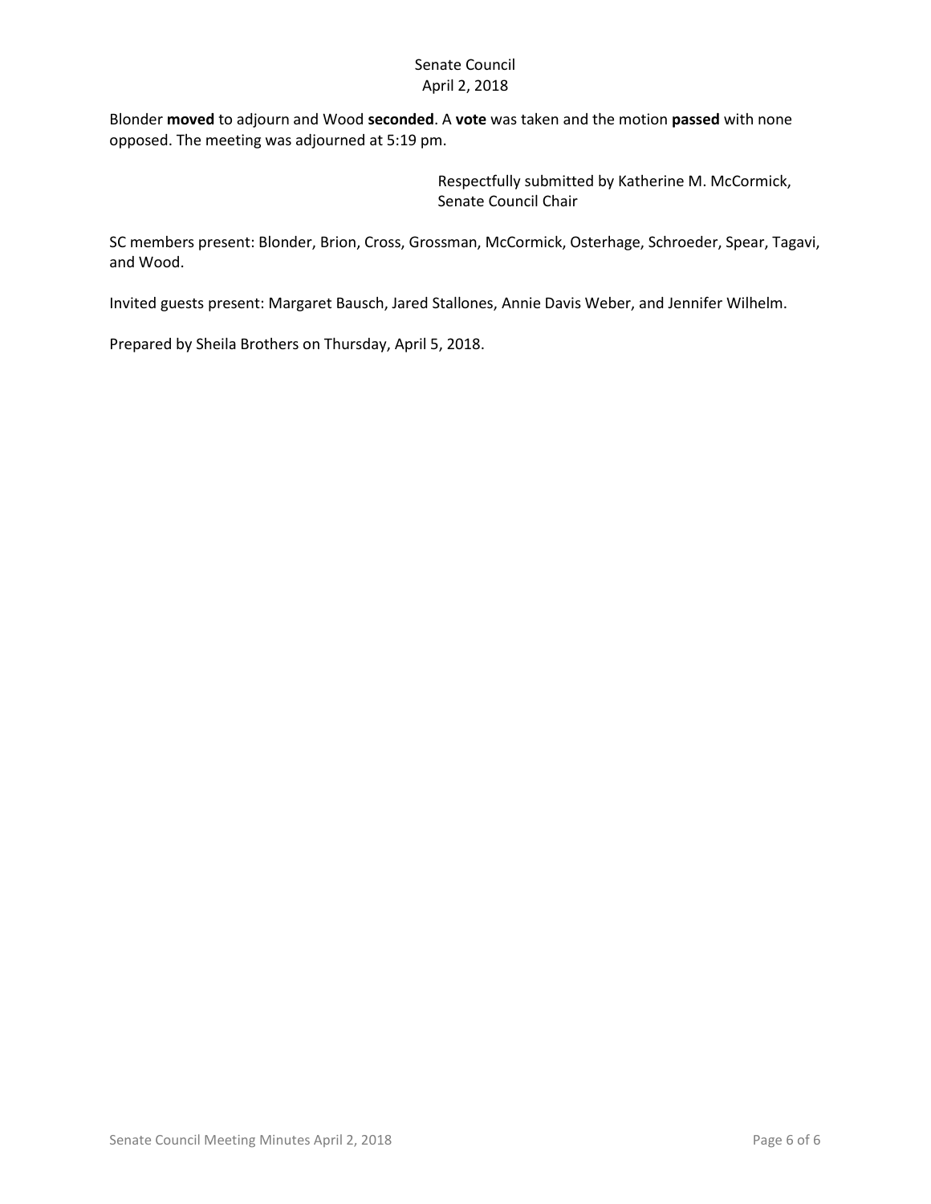Blonder **moved** to adjourn and Wood **seconded**. A **vote** was taken and the motion **passed** with none opposed. The meeting was adjourned at 5:19 pm.

Respectfully submitted by Katherine M. McCormick,
Senate Council Chair

SC members present: Blonder, Brion, Cross, Grossman, McCormick, Osterhage, Schroeder, Spear, Tagavi, and Wood.

Invited guests present: Margaret Bausch, Jared Stallones, Annie Davis Weber, and Jennifer Wilhelm.

Prepared by Sheila Brothers on Thursday, April 5, 2018.